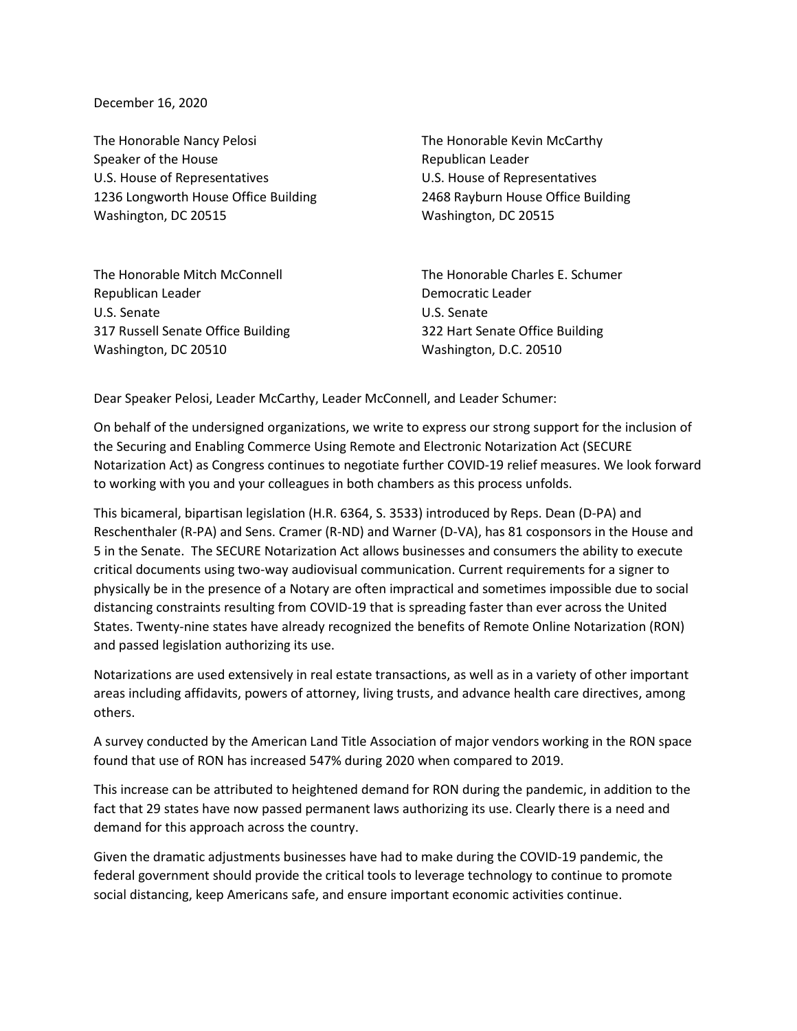December 16, 2020

The Honorable Nancy Pelosi
Speaker of the House
U.S. House of Representatives
1236 Longworth House Office Building
Washington, DC 20515

The Honorable Kevin McCarthy
Republican Leader
U.S. House of Representatives
2468 Rayburn House Office Building
Washington, DC 20515

The Honorable Mitch McConnell
Republican Leader
U.S. Senate
317 Russell Senate Office Building
Washington, DC 20510

The Honorable Charles E. Schumer
Democratic Leader
U.S. Senate
322 Hart Senate Office Building
Washington, D.C. 20510

Dear Speaker Pelosi, Leader McCarthy, Leader McConnell, and Leader Schumer:

On behalf of the undersigned organizations, we write to express our strong support for the inclusion of the Securing and Enabling Commerce Using Remote and Electronic Notarization Act (SECURE Notarization Act) as Congress continues to negotiate further COVID-19 relief measures. We look forward to working with you and your colleagues in both chambers as this process unfolds.

This bicameral, bipartisan legislation (H.R. 6364, S. 3533) introduced by Reps. Dean (D-PA) and Reschenthaler (R-PA) and Sens. Cramer (R-ND) and Warner (D-VA), has 81 cosponsors in the House and 5 in the Senate. The SECURE Notarization Act allows businesses and consumers the ability to execute critical documents using two-way audiovisual communication. Current requirements for a signer to physically be in the presence of a Notary are often impractical and sometimes impossible due to social distancing constraints resulting from COVID-19 that is spreading faster than ever across the United States. Twenty-nine states have already recognized the benefits of Remote Online Notarization (RON) and passed legislation authorizing its use.

Notarizations are used extensively in real estate transactions, as well as in a variety of other important areas including affidavits, powers of attorney, living trusts, and advance health care directives, among others.

A survey conducted by the American Land Title Association of major vendors working in the RON space found that use of RON has increased 547% during 2020 when compared to 2019.

This increase can be attributed to heightened demand for RON during the pandemic, in addition to the fact that 29 states have now passed permanent laws authorizing its use. Clearly there is a need and demand for this approach across the country.

Given the dramatic adjustments businesses have had to make during the COVID-19 pandemic, the federal government should provide the critical tools to leverage technology to continue to promote social distancing, keep Americans safe, and ensure important economic activities continue.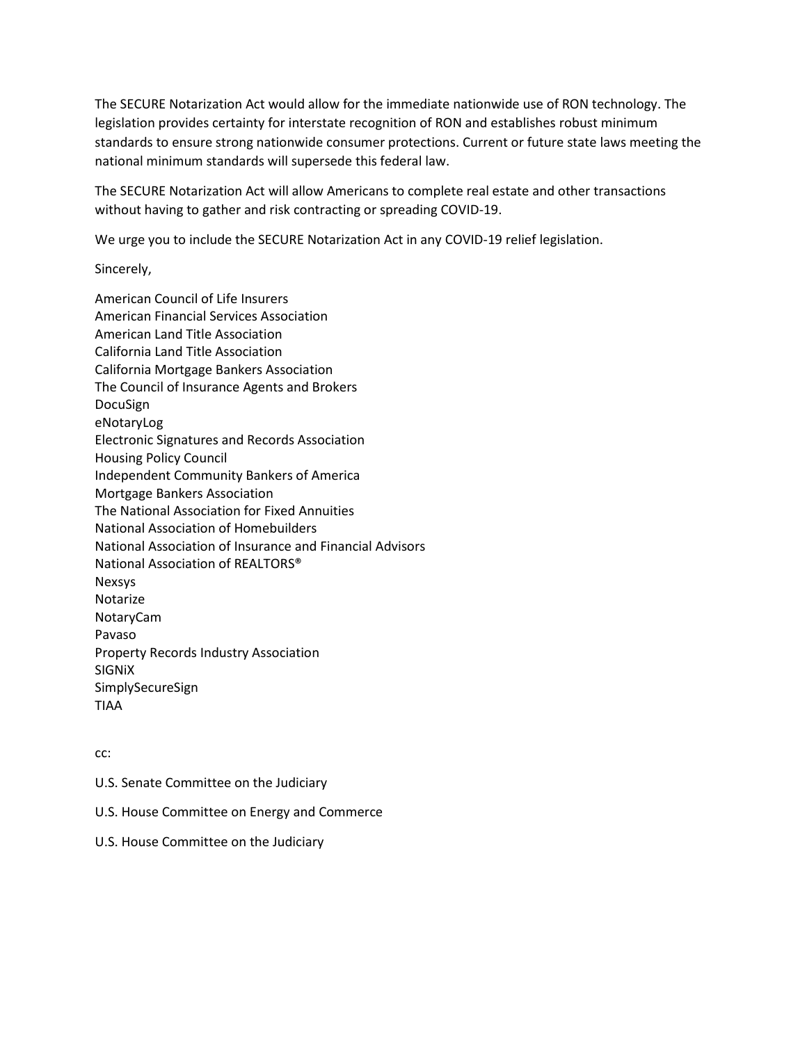The SECURE Notarization Act would allow for the immediate nationwide use of RON technology. The legislation provides certainty for interstate recognition of RON and establishes robust minimum standards to ensure strong nationwide consumer protections. Current or future state laws meeting the national minimum standards will supersede this federal law.

The SECURE Notarization Act will allow Americans to complete real estate and other transactions without having to gather and risk contracting or spreading COVID-19.

We urge you to include the SECURE Notarization Act in any COVID-19 relief legislation.

Sincerely,

American Council of Life Insurers
American Financial Services Association
American Land Title Association
California Land Title Association
California Mortgage Bankers Association
The Council of Insurance Agents and Brokers
DocuSign
eNotaryLog
Electronic Signatures and Records Association
Housing Policy Council
Independent Community Bankers of America
Mortgage Bankers Association
The National Association for Fixed Annuities
National Association of Homebuilders
National Association of Insurance and Financial Advisors
National Association of REALTORS®
Nexsys
Notarize
NotaryCam
Pavaso
Property Records Industry Association
SIGNiX
SimplySecureSign
TIAA

cc:

U.S. Senate Committee on the Judiciary

U.S. House Committee on Energy and Commerce

U.S. House Committee on the Judiciary